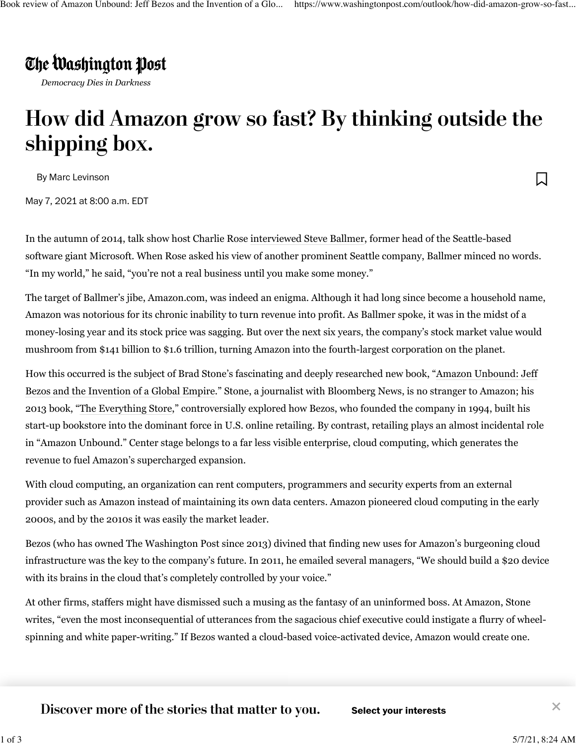The Washington Post

*Democracy Dies in Darkness*

# How did Amazon grow so fast? By thinking outside the shipping box.

By Marc Levinson

May 7, 2021 at 8:00 a.m. EDT

In the autumn of 2014, talk show host Charlie Rose interviewed Steve Ballmer, former head of the Seattle-based software giant Microsoft. When Rose asked his view of another prominent Seattle company, Ballmer minced no words. "In my world," he said, "you're not a real business until you make some money."

The target of Ballmer's jibe, Amazon.com, was indeed an enigma. Although it had long since become a household name, Amazon was notorious for its chronic inability to turn revenue into profit. As Ballmer spoke, it was in the midst of a money-losing year and its stock price was sagging. But over the next six years, the company's stock market value would mushroom from $141 billion to $1.6 trillion, turning Amazon into the fourth-largest corporation on the planet.

How this occurred is the subject of Brad Stone's fascinating and deeply researched new book, "Amazon Unbound: Jeff Bezos and the Invention of a Global Empire." Stone, a journalist with Bloomberg News, is no stranger to Amazon; his 2013 book, "The Everything Store," controversially explored how Bezos, who founded the company in 1994, built his start-up bookstore into the dominant force in U.S. online retailing. By contrast, retailing plays an almost incidental role in "Amazon Unbound." Center stage belongs to a far less visible enterprise, cloud computing, which generates the revenue to fuel Amazon's supercharged expansion.

With cloud computing, an organization can rent computers, programmers and security experts from an external provider such as Amazon instead of maintaining its own data centers. Amazon pioneered cloud computing in the early 2000s, and by the 2010s it was easily the market leader.

Bezos (who has owned The Washington Post since 2013) divined that finding new uses for Amazon's burgeoning cloud infrastructure was the key to the company's future. In 2011, he emailed several managers, "We should build a $20 device with its brains in the cloud that's completely controlled by your voice."

At other firms, staffers might have dismissed such a musing as the fantasy of an uninformed boss. At Amazon, Stone writes, "even the most inconsequential of utterances from the sagacious chief executive could instigate a flurry of wheel-spinning and white paper-writing." If Bezos wanted a cloud-based voice-activated device, Amazon would create one.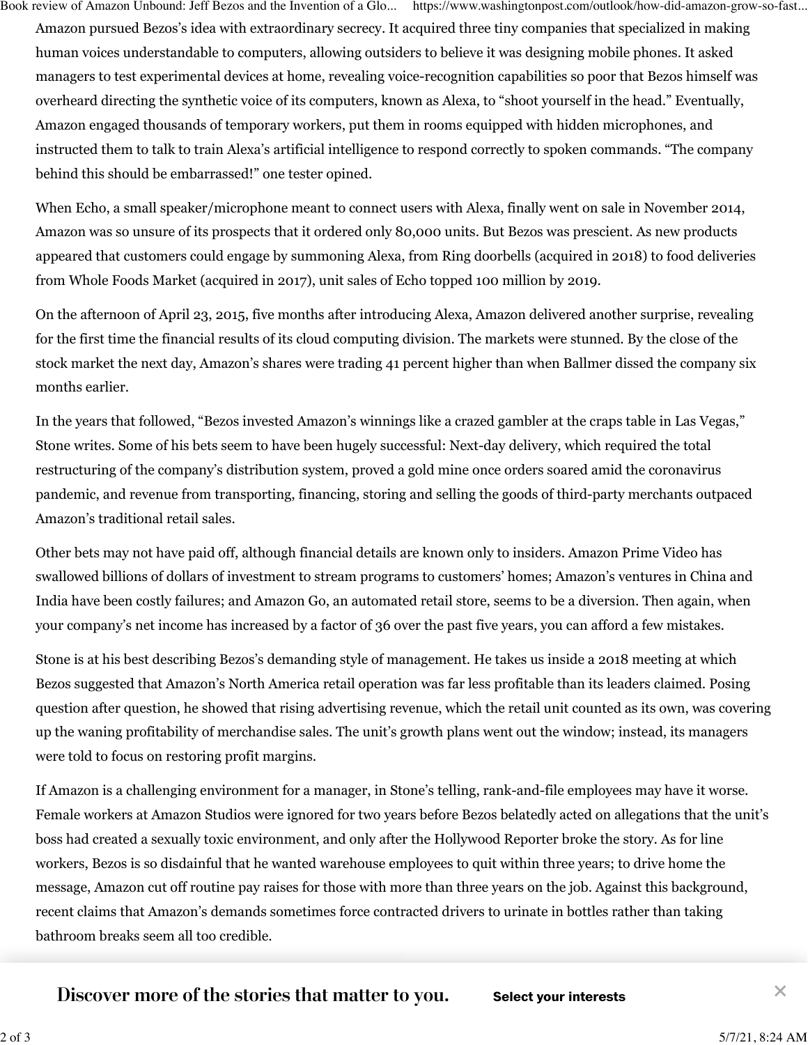Amazon pursued Bezos's idea with extraordinary secrecy. It acquired three tiny companies that specialized in making human voices understandable to computers, allowing outsiders to believe it was designing mobile phones. It asked managers to test experimental devices at home, revealing voice-recognition capabilities so poor that Bezos himself was overheard directing the synthetic voice of its computers, known as Alexa, to "shoot yourself in the head." Eventually, Amazon engaged thousands of temporary workers, put them in rooms equipped with hidden microphones, and instructed them to talk to train Alexa's artificial intelligence to respond correctly to spoken commands. "The company behind this should be embarrassed!" one tester opined.

When Echo, a small speaker/microphone meant to connect users with Alexa, finally went on sale in November 2014, Amazon was so unsure of its prospects that it ordered only 80,000 units. But Bezos was prescient. As new products appeared that customers could engage by summoning Alexa, from Ring doorbells (acquired in 2018) to food deliveries from Whole Foods Market (acquired in 2017), unit sales of Echo topped 100 million by 2019.

On the afternoon of April 23, 2015, five months after introducing Alexa, Amazon delivered another surprise, revealing for the first time the financial results of its cloud computing division. The markets were stunned. By the close of the stock market the next day, Amazon's shares were trading 41 percent higher than when Ballmer dissed the company six months earlier.

In the years that followed, "Bezos invested Amazon's winnings like a crazed gambler at the craps table in Las Vegas," Stone writes. Some of his bets seem to have been hugely successful: Next-day delivery, which required the total restructuring of the company's distribution system, proved a gold mine once orders soared amid the coronavirus pandemic, and revenue from transporting, financing, storing and selling the goods of third-party merchants outpaced Amazon's traditional retail sales.

Other bets may not have paid off, although financial details are known only to insiders. Amazon Prime Video has swallowed billions of dollars of investment to stream programs to customers' homes; Amazon's ventures in China and India have been costly failures; and Amazon Go, an automated retail store, seems to be a diversion. Then again, when your company's net income has increased by a factor of 36 over the past five years, you can afford a few mistakes.

Stone is at his best describing Bezos's demanding style of management. He takes us inside a 2018 meeting at which Bezos suggested that Amazon's North America retail operation was far less profitable than its leaders claimed. Posing question after question, he showed that rising advertising revenue, which the retail unit counted as its own, was covering up the waning profitability of merchandise sales. The unit's growth plans went out the window; instead, its managers were told to focus on restoring profit margins.

If Amazon is a challenging environment for a manager, in Stone's telling, rank-and-file employees may have it worse. Female workers at Amazon Studios were ignored for two years before Bezos belatedly acted on allegations that the unit's boss had created a sexually toxic environment, and only after the Hollywood Reporter broke the story. As for line workers, Bezos is so disdainful that he wanted warehouse employees to quit within three years; to drive home the message, Amazon cut off routine pay raises for those with more than three years on the job. Against this background, recent claims that Amazon's demands sometimes force contracted drivers to urinate in bottles rather than taking bathroom breaks seem all too credible.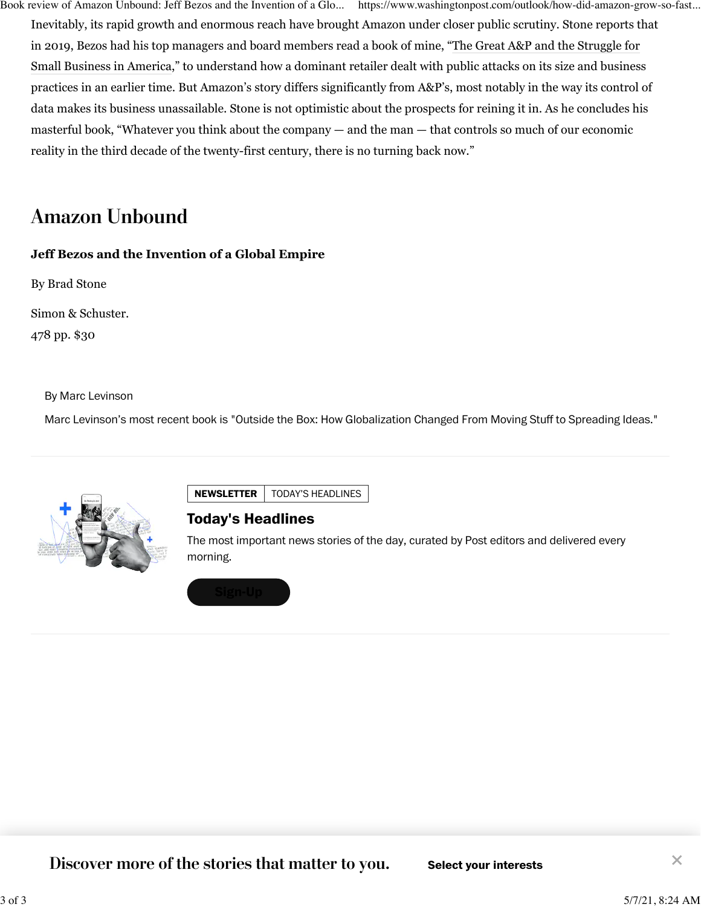Inevitably, its rapid growth and enormous reach have brought Amazon under closer public scrutiny. Stone reports that in 2019, Bezos had his top managers and board members read a book of mine, "The Great A&P and the Struggle for Small Business in America," to understand how a dominant retailer dealt with public attacks on its size and business practices in an earlier time. But Amazon's story differs significantly from A&P's, most notably in the way its control of data makes its business unassailable. Stone is not optimistic about the prospects for reining it in. As he concludes his masterful book, "Whatever you think about the company — and the man — that controls so much of our economic reality in the third decade of the twenty-first century, there is no turning back now."

## Amazon Unbound

**Jeff Bezos and the Invention of a Global Empire**

By Brad Stone

Simon & Schuster.
478 pp. $30

By Marc Levinson

Marc Levinson's most recent book is "Outside the Box: How Globalization Changed From Moving Stuff to Spreading Ideas."

NEWSLETTER | TODAY'S HEADLINES

### Today's Headlines

The most important news stories of the day, curated by Post editors and delivered every morning.

Sign-Up

Discover more of the stories that matter to you. Select your interests